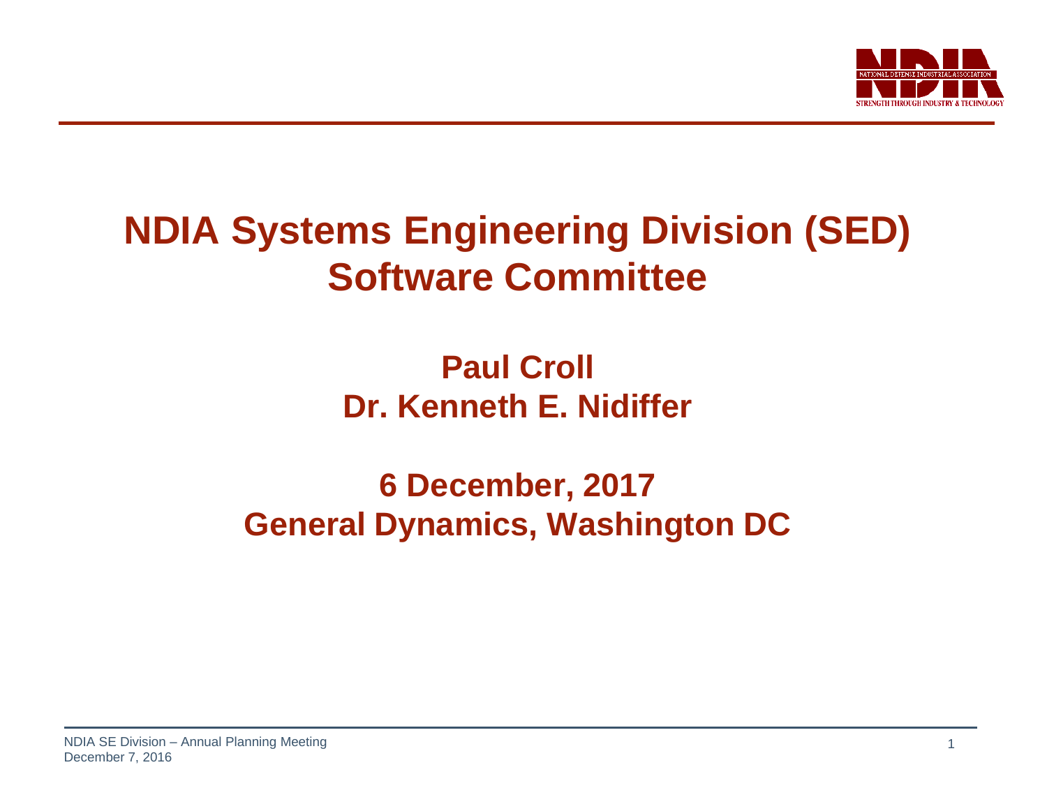# NDIA Systems Engineering Division (SED) Software Committee

**Paul Croll**
**Dr. Kenneth E. Nidiffer**

**6 December, 2017**
**General Dynamics, Washington DC**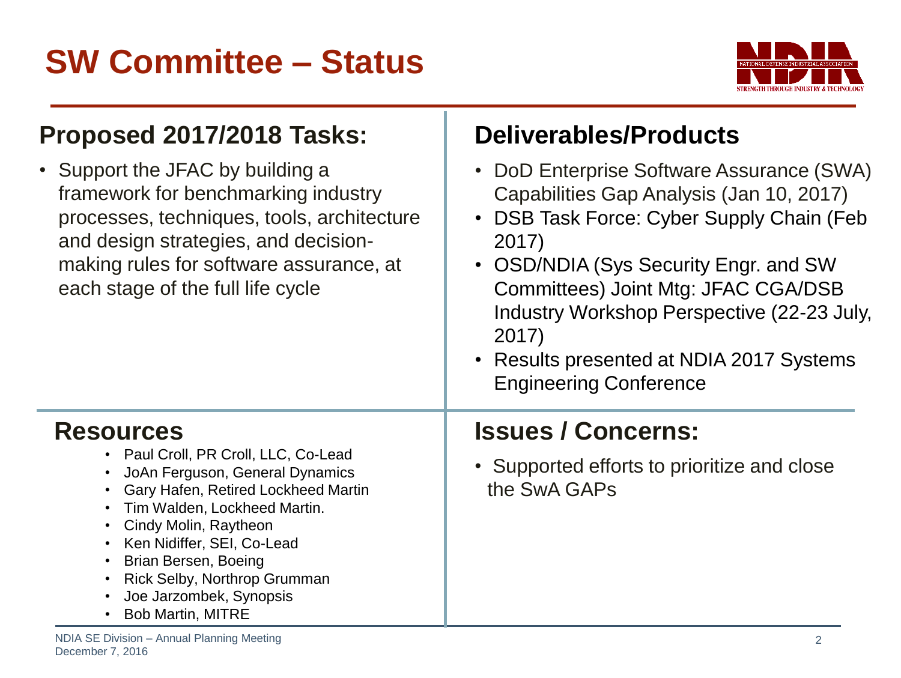# SW Committee – Status

## Proposed 2017/2018 Tasks:

- Support the JFAC by building a framework for benchmarking industry processes, techniques, tools, architecture and design strategies, and decision-making rules for software assurance, at each stage of the full life cycle

## Deliverables/Products

- DoD Enterprise Software Assurance (SWA) Capabilities Gap Analysis (Jan 10, 2017)
- DSB Task Force: Cyber Supply Chain (Feb 2017)
- OSD/NDIA (Sys Security Engr. and SW Committees) Joint Mtg: JFAC CGA/DSB Industry Workshop Perspective (22-23 July, 2017)
- Results presented at NDIA 2017 Systems Engineering Conference

## Resources

- Paul Croll, PR Croll, LLC, Co-Lead
- JoAn Ferguson, General Dynamics
- Gary Hafen, Retired Lockheed Martin
- Tim Walden, Lockheed Martin.
- Cindy Molin, Raytheon
- Ken Nidiffer, SEI, Co-Lead
- Brian Bersen, Boeing
- Rick Selby, Northrop Grumman
- Joe Jarzombek, Synopsis
- Bob Martin, MITRE

## Issues / Concerns:

- Supported efforts to prioritize and close the SwA GAPs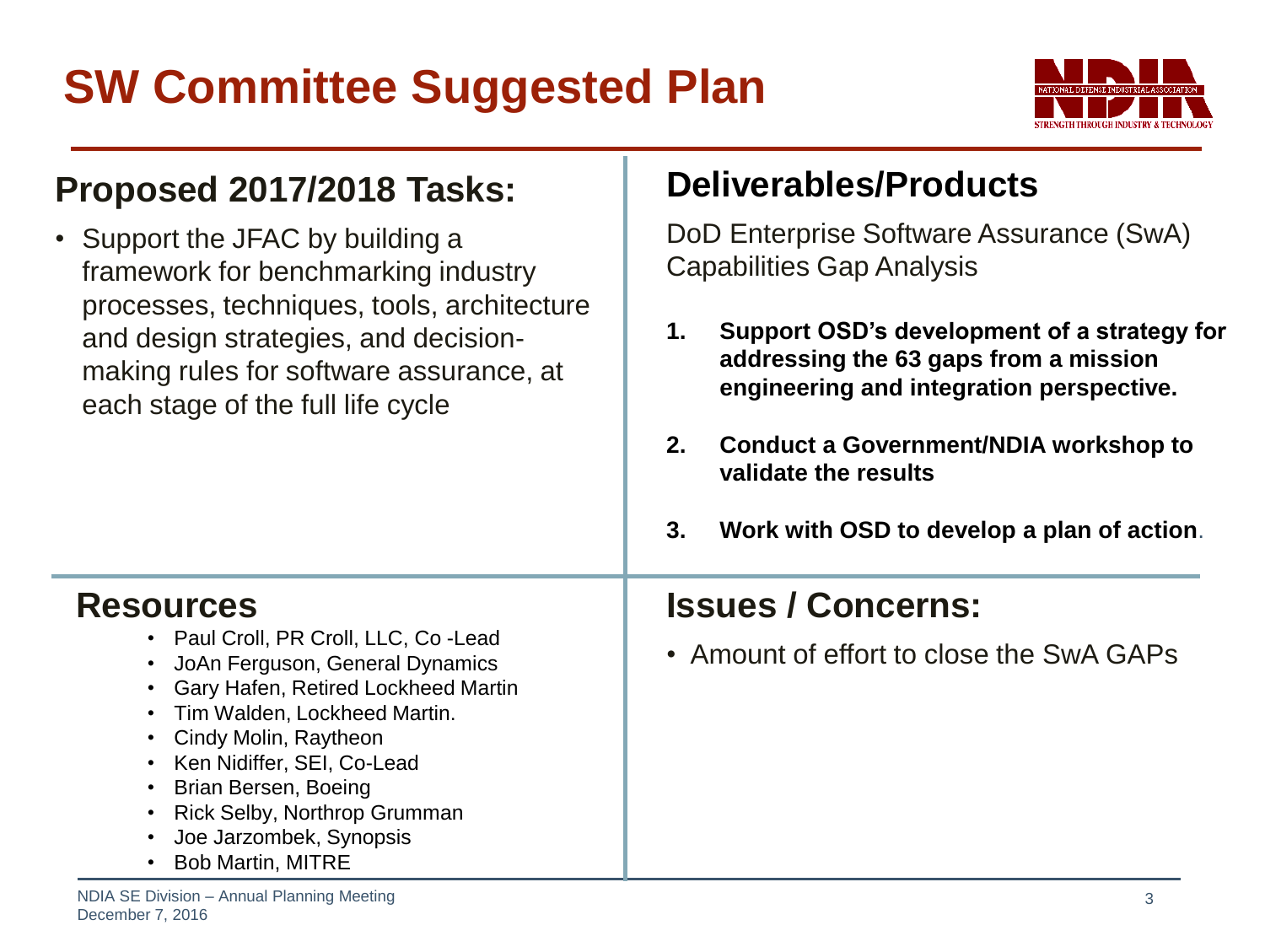# SW Committee Suggested Plan

## Proposed 2017/2018 Tasks:

- Support the JFAC by building a framework for benchmarking industry processes, techniques, tools, architecture and design strategies, and decision-making rules for software assurance, at each stage of the full life cycle

## Deliverables/Products

DoD Enterprise Software Assurance (SwA) Capabilities Gap Analysis

1. **Support OSD's development of a strategy for addressing the 63 gaps from a mission engineering and integration perspective.**
2. **Conduct a Government/NDIA workshop to validate the results**
3. **Work with OSD to develop a plan of action**.

## Resources

- Paul Croll, PR Croll, LLC, Co -Lead
- JoAn Ferguson, General Dynamics
- Gary Hafen, Retired Lockheed Martin
- Tim Walden, Lockheed Martin.
- Cindy Molin, Raytheon
- Ken Nidiffer, SEI, Co-Lead
- Brian Bersen, Boeing
- Rick Selby, Northrop Grumman
- Joe Jarzombek, Synopsis
- Bob Martin, MITRE

## Issues / Concerns:

- Amount of effort to close the SwA GAPs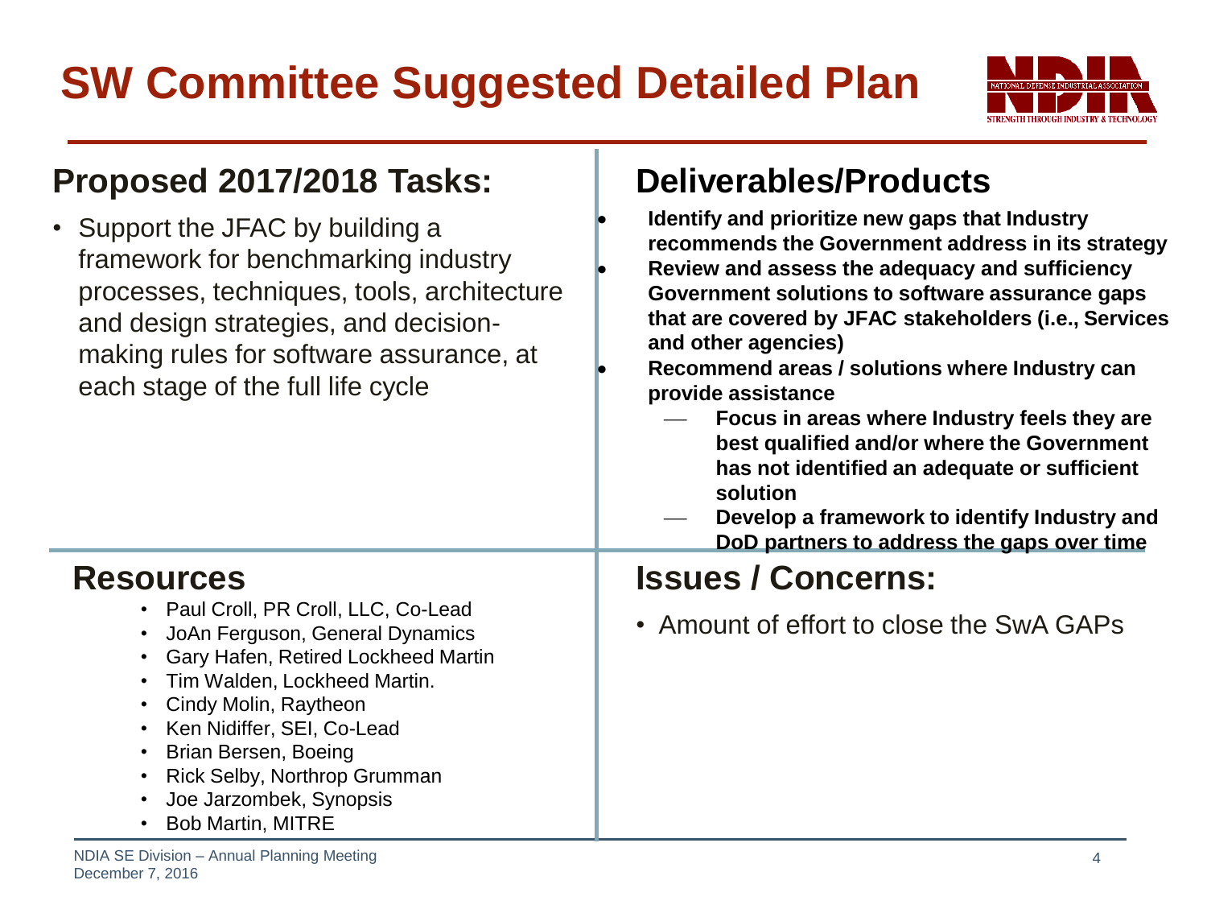# SW Committee Suggested Detailed Plan

## Proposed 2017/2018 Tasks:

- Support the JFAC by building a framework for benchmarking industry processes, techniques, tools, architecture and design strategies, and decision-making rules for software assurance, at each stage of the full life cycle

## Deliverables/Products

- **Identify and prioritize new gaps that Industry recommends the Government address in its strategy**
- **Review and assess the adequacy and sufficiency Government solutions to software assurance gaps that are covered by JFAC stakeholders (i.e., Services and other agencies)**
- **Recommend areas / solutions where Industry can provide assistance**
  - **Focus in areas where Industry feels they are best qualified and/or where the Government has not identified an adequate or sufficient solution**
  - **Develop a framework to identify Industry and DoD partners to address the gaps over time**

## Resources

- Paul Croll, PR Croll, LLC, Co-Lead
- JoAn Ferguson, General Dynamics
- Gary Hafen, Retired Lockheed Martin
- Tim Walden, Lockheed Martin.
- Cindy Molin, Raytheon
- Ken Nidiffer, SEI, Co-Lead
- Brian Bersen, Boeing
- Rick Selby, Northrop Grumman
- Joe Jarzombek, Synopsis
- Bob Martin, MITRE

## Issues / Concerns:

- Amount of effort to close the SwA GAPs

NDIA SE Division – Annual Planning Meeting
December 7, 2016